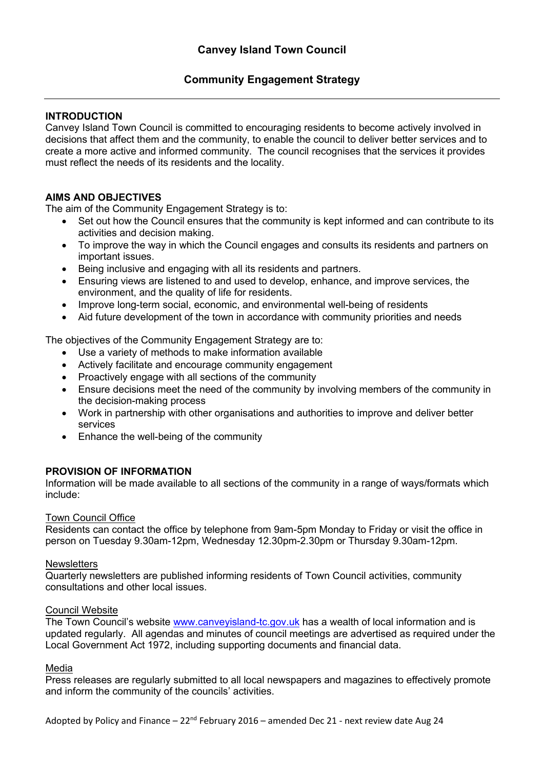# Canvey Island Town Council

## Community Engagement Strategy

---

### INTRODUCTION

Canvey Island Town Council is committed to encouraging residents to become actively involved in decisions that affect them and the community, to enable the council to deliver better services and to create a more active and informed community. The council recognises that the services it provides must reflect the needs of its residents and the locality.

### AIMS AND OBJECTIVES

The aim of the Community Engagement Strategy is to:

- Set out how the Council ensures that the community is kept informed and can contribute to its activities and decision making.
- To improve the way in which the Council engages and consults its residents and partners on important issues.
- Being inclusive and engaging with all its residents and partners.
- Ensuring views are listened to and used to develop, enhance, and improve services, the environment, and the quality of life for residents.
- Improve long-term social, economic, and environmental well-being of residents
- Aid future development of the town in accordance with community priorities and needs

The objectives of the Community Engagement Strategy are to:

- Use a variety of methods to make information available
- Actively facilitate and encourage community engagement
- Proactively engage with all sections of the community
- Ensure decisions meet the need of the community by involving members of the community in the decision-making process
- Work in partnership with other organisations and authorities to improve and deliver better services
- Enhance the well-being of the community

### PROVISION OF INFORMATION

Information will be made available to all sections of the community in a range of ways/formats which include:

<u>Town Council Office</u>
Residents can contact the office by telephone from 9am-5pm Monday to Friday or visit the office in person on Tuesday 9.30am-12pm, Wednesday 12.30pm-2.30pm or Thursday 9.30am-12pm.

<u>Newsletters</u>
Quarterly newsletters are published informing residents of Town Council activities, community consultations and other local issues.

<u>Council Website</u>
The Town Council's website www.canveyisland-tc.gov.uk has a wealth of local information and is updated regularly. All agendas and minutes of council meetings are advertised as required under the Local Government Act 1972, including supporting documents and financial data.

<u>Media</u>
Press releases are regularly submitted to all local newspapers and magazines to effectively promote and inform the community of the councils' activities.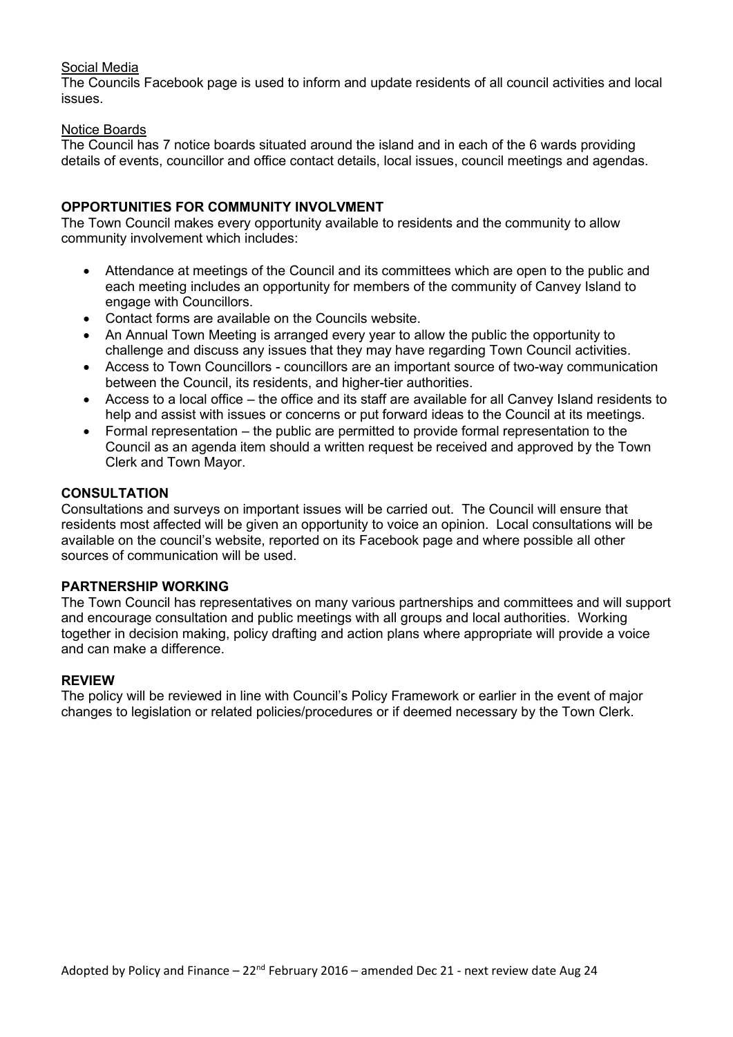Social Media

The Councils Facebook page is used to inform and update residents of all council activities and local issues.

Notice Boards

The Council has 7 notice boards situated around the island and in each of the 6 wards providing details of events, councillor and office contact details, local issues, council meetings and agendas.

**OPPORTUNITIES FOR COMMUNITY INVOLVMENT**

The Town Council makes every opportunity available to residents and the community to allow community involvement which includes:

- Attendance at meetings of the Council and its committees which are open to the public and each meeting includes an opportunity for members of the community of Canvey Island to engage with Councillors.
- Contact forms are available on the Councils website.
- An Annual Town Meeting is arranged every year to allow the public the opportunity to challenge and discuss any issues that they may have regarding Town Council activities.
- Access to Town Councillors - councillors are an important source of two-way communication between the Council, its residents, and higher-tier authorities.
- Access to a local office – the office and its staff are available for all Canvey Island residents to help and assist with issues or concerns or put forward ideas to the Council at its meetings.
- Formal representation – the public are permitted to provide formal representation to the Council as an agenda item should a written request be received and approved by the Town Clerk and Town Mayor.

**CONSULTATION**

Consultations and surveys on important issues will be carried out. The Council will ensure that residents most affected will be given an opportunity to voice an opinion. Local consultations will be available on the council's website, reported on its Facebook page and where possible all other sources of communication will be used.

**PARTNERSHIP WORKING**

The Town Council has representatives on many various partnerships and committees and will support and encourage consultation and public meetings with all groups and local authorities. Working together in decision making, policy drafting and action plans where appropriate will provide a voice and can make a difference.

**REVIEW**

The policy will be reviewed in line with Council's Policy Framework or earlier in the event of major changes to legislation or related policies/procedures or if deemed necessary by the Town Clerk.

Adopted by Policy and Finance – 22nd February 2016 – amended Dec 21 - next review date Aug 24